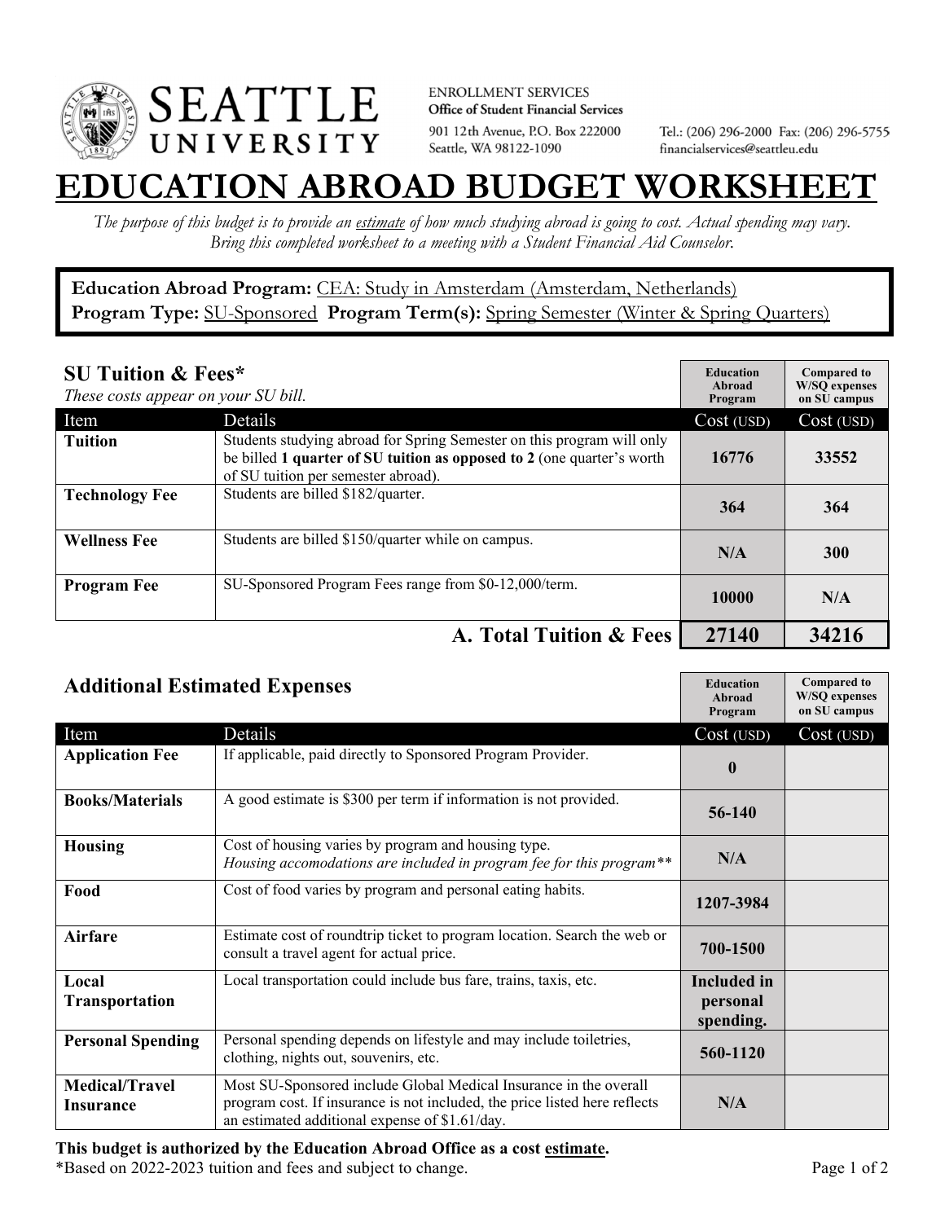SEATTLE UNIVERSITY

ENROLLMENT SERVICES
Office of Student Financial Services
901 12th Avenue, P.O. Box 222000
Seattle, WA 98122-1090

Tel.: (206) 296-2000 Fax: (206) 296-5755
financialservices@seattleu.edu

# EDUCATION ABROAD BUDGET WORKSHEET

*The purpose of this budget is to provide an estimate of how much studying abroad is going to cost. Actual spending may vary. Bring this completed worksheet to a meeting with a Student Financial Aid Counselor.*

**Education Abroad Program:** CEA: Study in Amsterdam (Amsterdam, Netherlands)
**Program Type:** SU-Sponsored **Program Term(s):** Spring Semester (Winter & Spring Quarters)

## SU Tuition & Fees*

*These costs appear on your SU bill.*

| Item | Details | Education Abroad Program Cost (USD) | Compared to W/SQ expenses on SU campus Cost (USD) |
|---|---|---|---|
| **Tuition** | Students studying abroad for Spring Semester on this program will only be billed **1 quarter of SU tuition as opposed to 2** (one quarter's worth of SU tuition per semester abroad). | 16776 | 33552 |
| **Technology Fee** | Students are billed $182/quarter. | 364 | 364 |
| **Wellness Fee** | Students are billed $150/quarter while on campus. | N/A | 300 |
| **Program Fee** | SU-Sponsored Program Fees range from $0-12,000/term. | 10000 | N/A |
| | **A. Total Tuition & Fees** | **27140** | **34216** |

## Additional Estimated Expenses

| Item | Details | Education Abroad Program Cost (USD) | Compared to W/SQ expenses on SU campus Cost (USD) |
|---|---|---|---|
| **Application Fee** | If applicable, paid directly to Sponsored Program Provider. | 0 | |
| **Books/Materials** | A good estimate is $300 per term if information is not provided. | 56-140 | |
| **Housing** | Cost of housing varies by program and housing type. *Housing accomodations are included in program fee for this program*** | N/A | |
| **Food** | Cost of food varies by program and personal eating habits. | 1207-3984 | |
| **Airfare** | Estimate cost of roundtrip ticket to program location. Search the web or consult a travel agent for actual price. | 700-1500 | |
| **Local Transportation** | Local transportation could include bus fare, trains, taxis, etc. | Included in personal spending. | |
| **Personal Spending** | Personal spending depends on lifestyle and may include toiletries, clothing, nights out, souvenirs, etc. | 560-1120 | |
| **Medical/Travel Insurance** | Most SU-Sponsored include Global Medical Insurance in the overall program cost. If insurance is not included, the price listed here reflects an estimated additional expense of $1.61/day. | N/A | |

**This budget is authorized by the Education Abroad Office as a cost estimate.**
*Based on 2022-2023 tuition and fees and subject to change.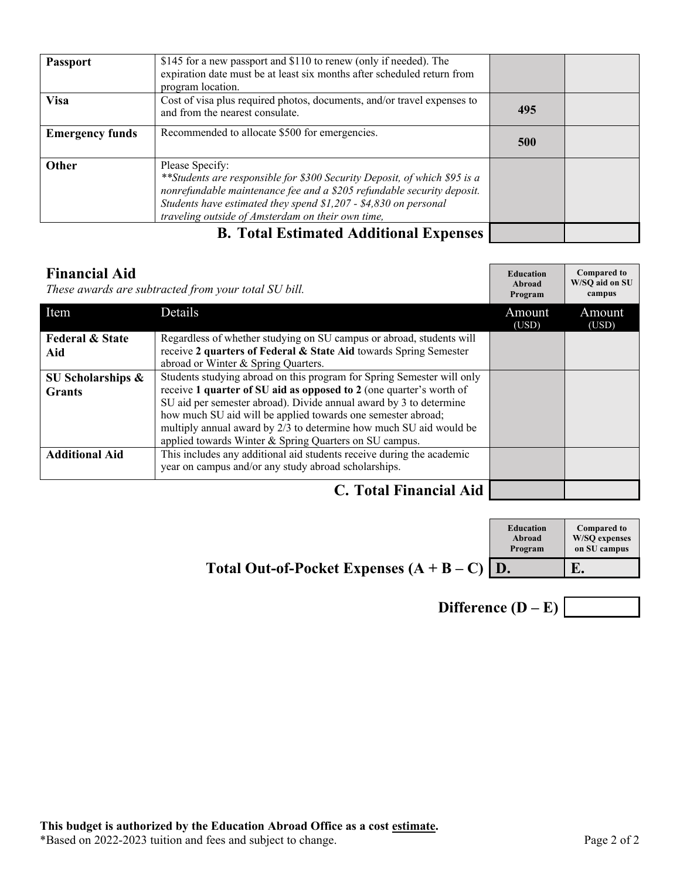| | | | |
|---|---|---|---|
| **Passport** | $145 for a new passport and $110 to renew (only if needed). The expiration date must be at least six months after scheduled return from program location. | | |
| **Visa** | Cost of visa plus required photos, documents, and/or travel expenses to and from the nearest consulate. | **495** | |
| **Emergency funds** | Recommended to allocate $500 for emergencies. | **500** | |
| **Other** | Please Specify: *\*\*Students are responsible for $300 Security Deposit, of which $95 is a nonrefundable maintenance fee and a $205 refundable security deposit. Students have estimated they spend $1,207 - $4,830 on personal traveling outside of Amsterdam on their own time,* | | |
| | **B. Total Estimated Additional Expenses** | | |

## Financial Aid

*These awards are subtracted from your total SU bill.*

| | | **Education Abroad Program** | **Compared to W/SQ aid on SU campus** |
|---|---|---|---|
| Item | Details | Amount (USD) | Amount (USD) |
| **Federal & State Aid** | Regardless of whether studying on SU campus or abroad, students will receive **2 quarters of Federal & State Aid** towards Spring Semester abroad or Winter & Spring Quarters. | | |
| **SU Scholarships & Grants** | Students studying abroad on this program for Spring Semester will only receive **1 quarter of SU aid as opposed to 2** (one quarter's worth of SU aid per semester abroad). Divide annual award by 3 to determine how much SU aid will be applied towards one semester abroad; multiply annual award by 2/3 to determine how much SU aid would be applied towards Winter & Spring Quarters on SU campus. | | |
| **Additional Aid** | This includes any additional aid students receive during the academic year on campus and/or any study abroad scholarships. | | |
| | **C. Total Financial Aid** | | |

| | **Education Abroad Program** | **Compared to W/SQ expenses on SU campus** |
|---|---|---|
| **Total Out-of-Pocket Expenses (A + B – C)** | **D.** | **E.** |

| | |
|---|---|
| **Difference (D – E)** | |

**This budget is authorized by the Education Abroad Office as a cost estimate.**

\*Based on 2022-2023 tuition and fees and subject to change.